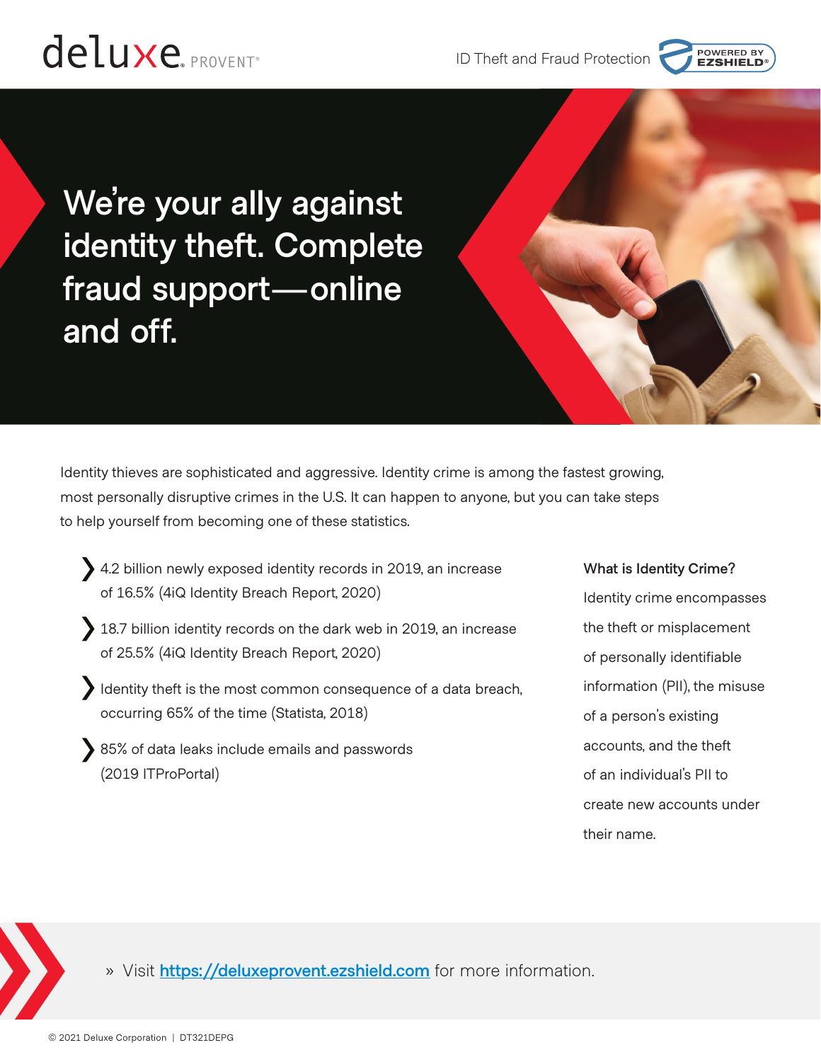deluxe. PROVENT®

ID Theft and Fraud Protection — POWERED BY EZSHIELD®

# We're your ally against identity theft. Complete fraud support—online and off.

Identity thieves are sophisticated and aggressive. Identity crime is among the fastest growing, most personally disruptive crimes in the U.S. It can happen to anyone, but you can take steps to help yourself from becoming one of these statistics.

- 4.2 billion newly exposed identity records in 2019, an increase of 16.5% (4iQ Identity Breach Report, 2020)
- 18.7 billion identity records on the dark web in 2019, an increase of 25.5% (4iQ Identity Breach Report, 2020)
- Identity theft is the most common consequence of a data breach, occurring 65% of the time (Statista, 2018)
- 85% of data leaks include emails and passwords (2019 ITProPortal)

**What is Identity Crime?**

Identity crime encompasses the theft or misplacement of personally identifiable information (PII), the misuse of a person's existing accounts, and the theft of an individual's PII to create new accounts under their name.

» Visit [https://deluxeprovent.ezshield.com](https://deluxeprovent.ezshield.com) for more information.

© 2021 Deluxe Corporation | DT321DEPG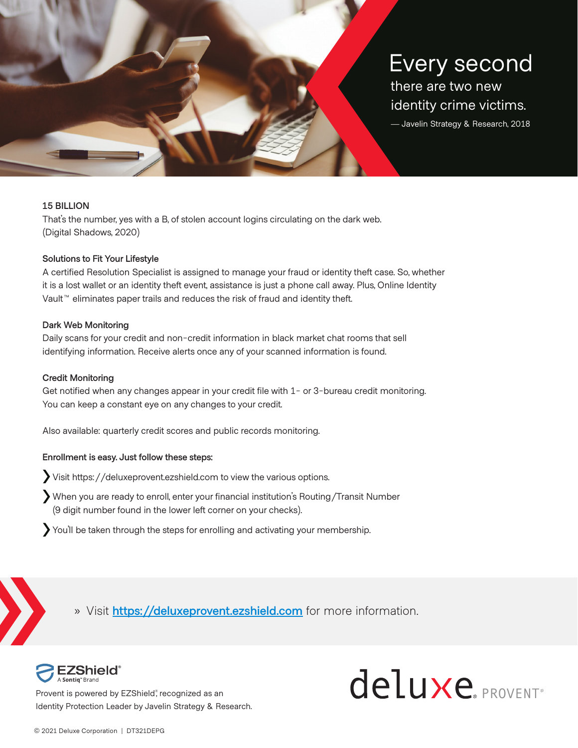# Every second

there are two new identity crime victims.

— Javelin Strategy & Research, 2018

**15 BILLION**

That's the number, yes with a B, of stolen account logins circulating on the dark web. (Digital Shadows, 2020)

**Solutions to Fit Your Lifestyle**

A certified Resolution Specialist is assigned to manage your fraud or identity theft case. So, whether it is a lost wallet or an identity theft event, assistance is just a phone call away. Plus, Online Identity Vault™ eliminates paper trails and reduces the risk of fraud and identity theft.

**Dark Web Monitoring**

Daily scans for your credit and non-credit information in black market chat rooms that sell identifying information. Receive alerts once any of your scanned information is found.

**Credit Monitoring**

Get notified when any changes appear in your credit file with 1- or 3-bureau credit monitoring. You can keep a constant eye on any changes to your credit.

Also available: quarterly credit scores and public records monitoring.

**Enrollment is easy. Just follow these steps:**

- Visit https://deluxeprovent.ezshield.com to view the various options.
- When you are ready to enroll, enter your financial institution's Routing/Transit Number (9 digit number found in the lower left corner on your checks).
- You'll be taken through the steps for enrolling and activating your membership.

» Visit https://deluxeprovent.ezshield.com for more information.

EZShield® A Sontiq™ Brand

Provent is powered by EZShield®, recognized as an Identity Protection Leader by Javelin Strategy & Research.

deluxe PROVENT®

© 2021 Deluxe Corporation | DT321DEPG